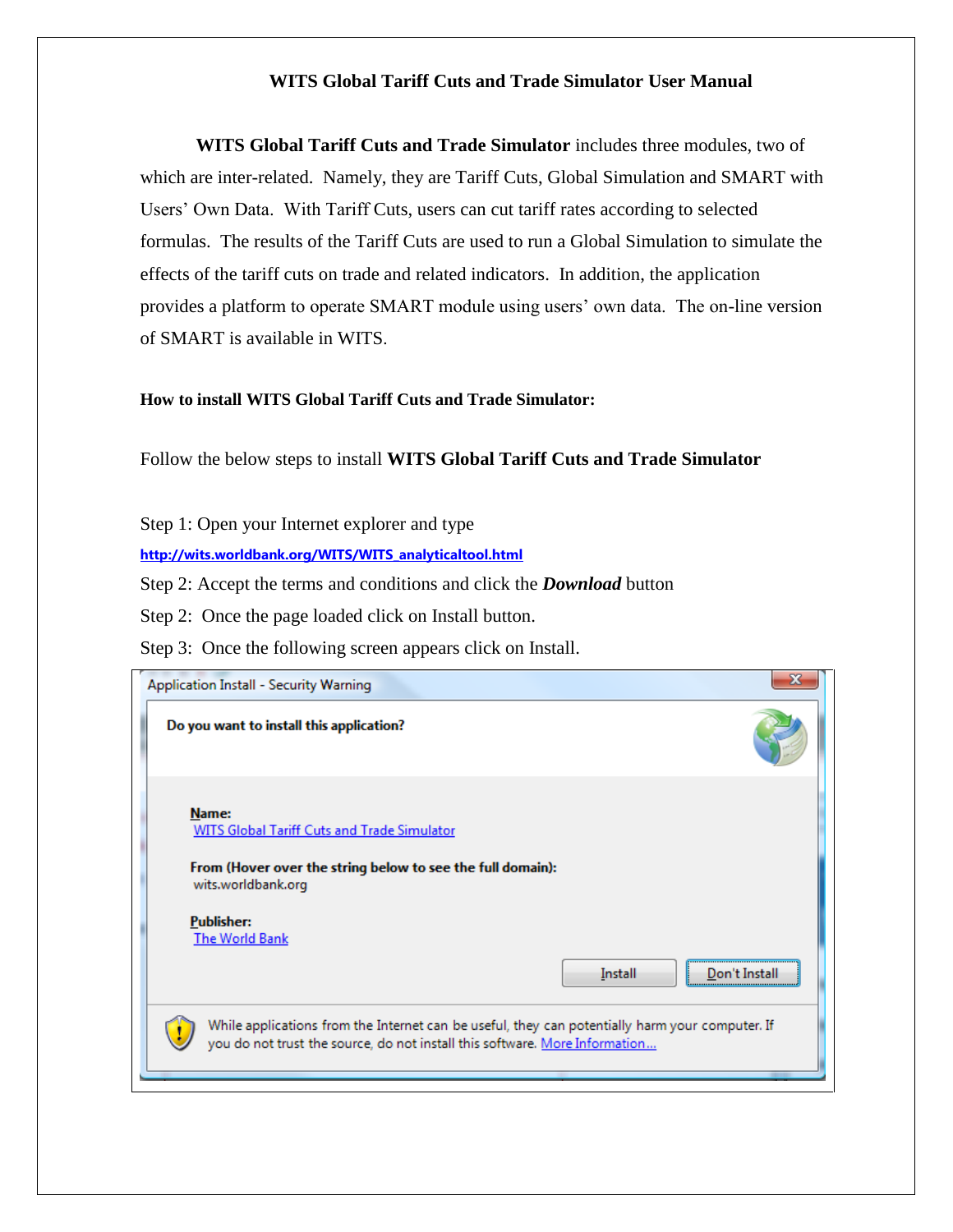# WITS Global Tariff Cuts and Trade Simulator User Manual

**WITS Global Tariff Cuts and Trade Simulator** includes three modules, two of which are inter-related. Namely, they are Tariff Cuts, Global Simulation and SMART with Users' Own Data. With Tariff Cuts, users can cut tariff rates according to selected formulas. The results of the Tariff Cuts are used to run a Global Simulation to simulate the effects of the tariff cuts on trade and related indicators. In addition, the application provides a platform to operate SMART module using users' own data. The on-line version of SMART is available in WITS.

**How to install WITS Global Tariff Cuts and Trade Simulator:**

Follow the below steps to install **WITS Global Tariff Cuts and Trade Simulator**

Step 1: Open your Internet explorer and type
http://wits.worldbank.org/WITS/WITS_analyticaltool.html

Step 2: Accept the terms and conditions and click the ***Download*** button

Step 2: Once the page loaded click on Install button.

Step 3: Once the following screen appears click on Install.

Application Install - Security Warning

**Do you want to install this application?**

**Name:**
WITS Global Tariff Cuts and Trade Simulator

**From (Hover over the string below to see the full domain):**
wits.worldbank.org

**Publisher:**
The World Bank

Install | Don't Install

While applications from the Internet can be useful, they can potentially harm your computer. If you do not trust the source, do not install this software. More Information...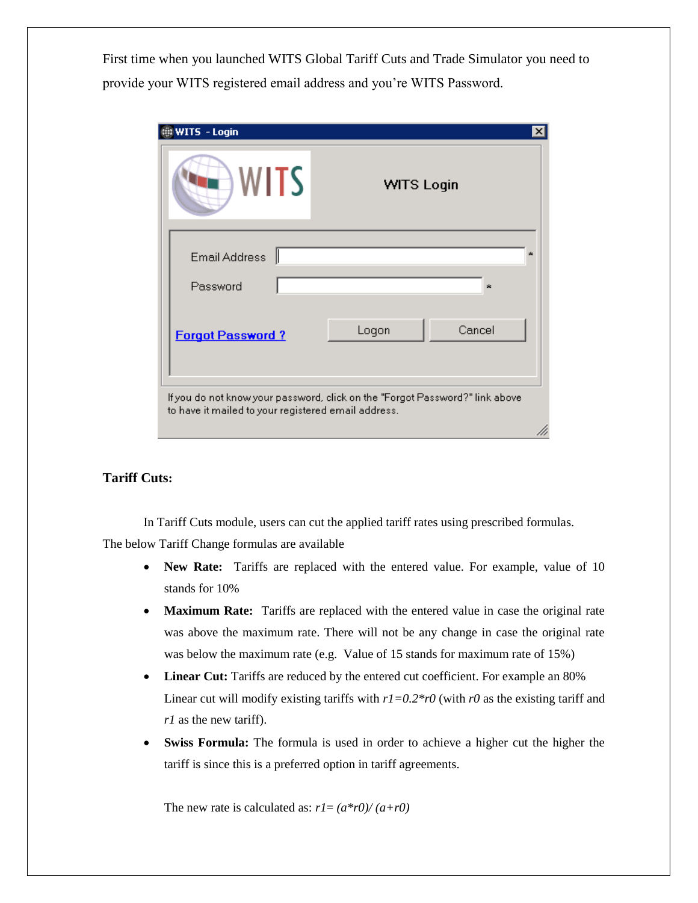First time when you launched WITS Global Tariff Cuts and Trade Simulator you need to provide your WITS registered email address and you're WITS Password.

**Tariff Cuts:**

In Tariff Cuts module, users can cut the applied tariff rates using prescribed formulas. The below Tariff Change formulas are available

- **New Rate:** Tariffs are replaced with the entered value. For example, value of 10 stands for 10%
- **Maximum Rate:** Tariffs are replaced with the entered value in case the original rate was above the maximum rate. There will not be any change in case the original rate was below the maximum rate (e.g. Value of 15 stands for maximum rate of 15%)
- **Linear Cut:** Tariffs are reduced by the entered cut coefficient. For example an 80% Linear cut will modify existing tariffs with $r1=0.2*r0$ (with $r0$ as the existing tariff and $r1$ as the new tariff).
- **Swiss Formula:** The formula is used in order to achieve a higher cut the higher the tariff is since this is a preferred option in tariff agreements.

  The new rate is calculated as: $r1= (a*r0)/ (a+r0)$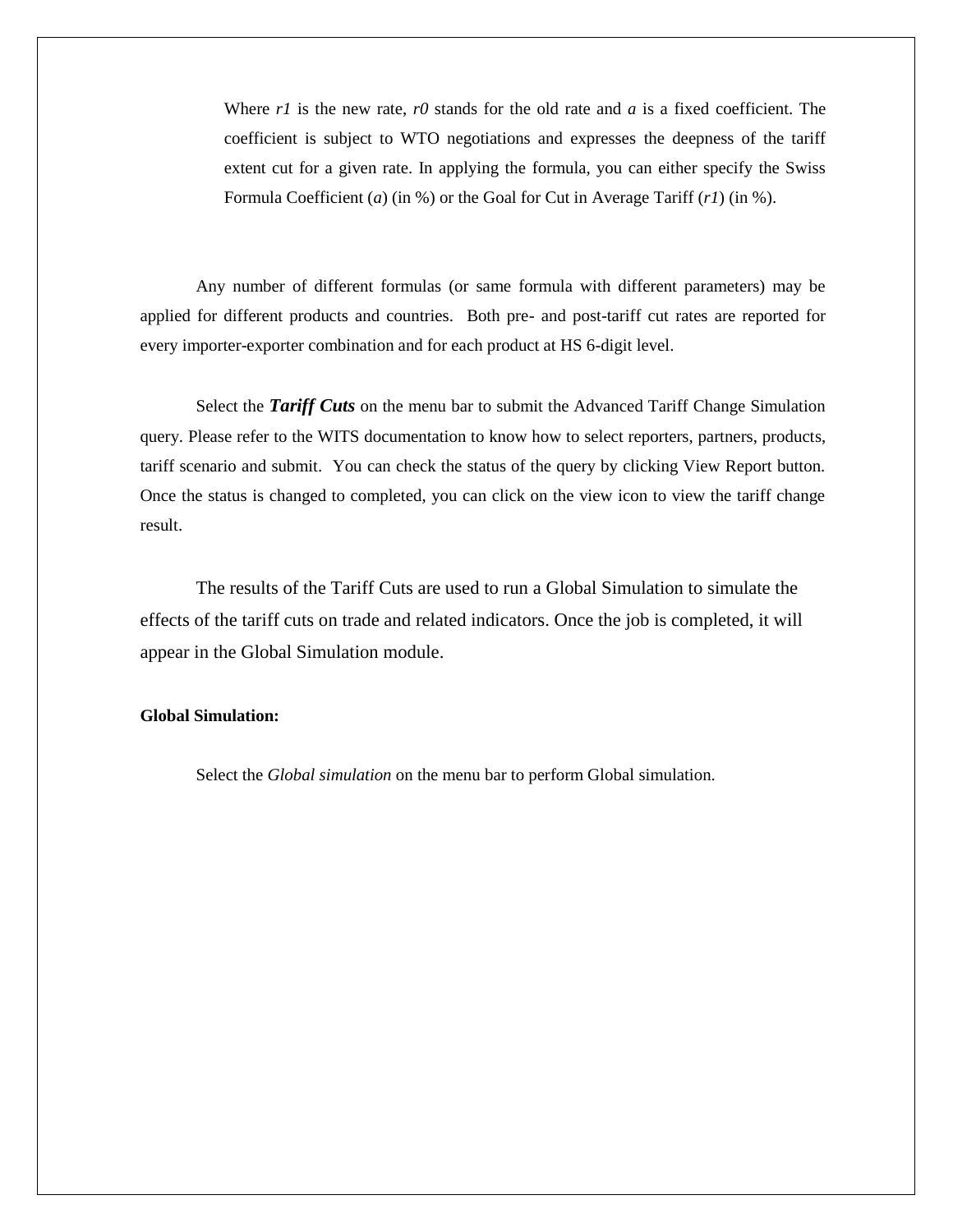Where $r1$ is the new rate, $r0$ stands for the old rate and $a$ is a fixed coefficient. The coefficient is subject to WTO negotiations and expresses the deepness of the tariff extent cut for a given rate. In applying the formula, you can either specify the Swiss Formula Coefficient ($a$) (in %) or the Goal for Cut in Average Tariff ($r1$) (in %).

Any number of different formulas (or same formula with different parameters) may be applied for different products and countries. Both pre- and post-tariff cut rates are reported for every importer-exporter combination and for each product at HS 6-digit level.

Select the ***Tariff Cuts*** on the menu bar to submit the Advanced Tariff Change Simulation query. Please refer to the WITS documentation to know how to select reporters, partners, products, tariff scenario and submit. You can check the status of the query by clicking View Report button. Once the status is changed to completed, you can click on the view icon to view the tariff change result.

The results of the Tariff Cuts are used to run a Global Simulation to simulate the effects of the tariff cuts on trade and related indicators. Once the job is completed, it will appear in the Global Simulation module.

**Global Simulation:**

Select the *Global simulation* on the menu bar to perform Global simulation.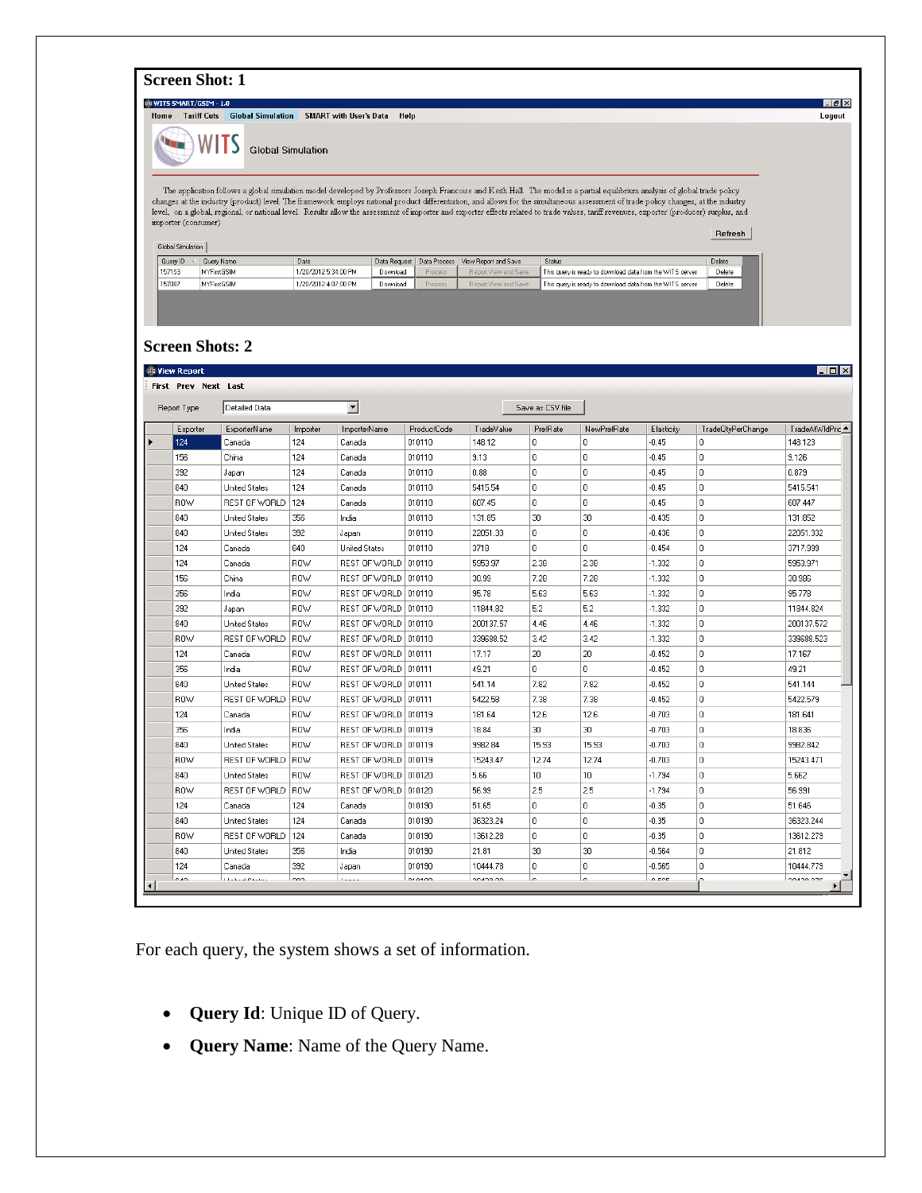**Screen Shot: 1**

WITS SMART/GSIM - 1.0

Home | Tariff Cuts | Global Simulation | SMART with User's Data | Help | Logout

WITS Global Simulation

The application follows a global simulation model developed by Professors Joseph Francois and Keith Hall. The model is a partial equilibrium analysis of global trade policy changes at the industry (product) level. The framework employs national product differentiation, and allows for the simultaneous assessment of trade policy changes, at the industry level, on a global, regional, or national level. Results allow the assessment of importer and exporter effects related to trade values, tariff revenues, exporter (producer) surplus, and importer (consumer)

Refresh

Global Simulation

| Query ID | Query Name | Date | Data Request | Data Process | View Report and Save | Status | Delete |
|---|---|---|---|---|---|---|---|
| 157153 | MYFirstGSIM | 1/20/2012 5:34:00 PM | Download | Process | Report View and Save | This query is ready to download data from the WITS server | Delete |
| 157087 | MYFirstGSIM | 1/20/2012 4:02:00 PM | Download | Process | Report View and Save | This query is ready to download data from the WITS server | Delete |

**Screen Shots: 2**

View Report

First Prev Next Last

Report Type: Detailed Data | Save as CSV file

| Exporter | ExporterName | Importer | ImporterName | ProductCode | TradeValue | PrefRate | NewPrefRate | Elasticity | TradeQtyPerChange | TradeAtWldPric |
|---|---|---|---|---|---|---|---|---|---|---|
| 124 | Canada | 124 | Canada | 010110 | 148.12 | 0 | 0 | -0.45 | 0 | 148.123 |
| 156 | China | 124 | Canada | 010110 | 9.13 | 0 | 0 | -0.45 | 0 | 9.126 |
| 392 | Japan | 124 | Canada | 010110 | 0.88 | 0 | 0 | -0.45 | 0 | 0.879 |
| 840 | United States | 124 | Canada | 010110 | 5415.54 | 0 | 0 | -0.45 | 0 | 5415.541 |
| ROW | REST OF WORLD | 124 | Canada | 010110 | 607.45 | 0 | 0 | -0.45 | 0 | 607.447 |
| 840 | United States | 356 | India | 010110 | 131.65 | 30 | 30 | -0.435 | 0 | 131.652 |
| 840 | United States | 392 | Japan | 010110 | 22051.33 | 0 | 0 | -0.436 | 0 | 22051.332 |
| 124 | Canada | 840 | United States | 010110 | 3718 | 0 | 0 | -0.454 | 0 | 3717.999 |
| 124 | Canada | ROW | REST OF WORLD | 010110 | 5953.97 | 2.38 | 2.38 | -1.332 | 0 | 5953.971 |
| 156 | China | ROW | REST OF WORLD | 010110 | 30.99 | 7.28 | 7.28 | -1.332 | 0 | 30.986 |
| 356 | India | ROW | REST OF WORLD | 010110 | 95.78 | 5.63 | 5.63 | -1.332 | 0 | 95.779 |
| 392 | Japan | ROW | REST OF WORLD | 010110 | 11844.82 | 5.2 | 5.2 | -1.332 | 0 | 11844.824 |
| 840 | United States | ROW | REST OF WORLD | 010110 | 200137.57 | 4.46 | 4.46 | -1.332 | 0 | 200137.572 |
| ROW | REST OF WORLD | ROW | REST OF WORLD | 010110 | 339688.52 | 3.42 | 3.42 | -1.332 | 0 | 339688.523 |
| 124 | Canada | ROW | REST OF WORLD | 010111 | 17.17 | 20 | 20 | -0.452 | 0 | 17.167 |
| 356 | India | ROW | REST OF WORLD | 010111 | 49.21 | 0 | 0 | -0.452 | 0 | 49.21 |
| 840 | United States | ROW | REST OF WORLD | 010111 | 541.14 | 7.82 | 7.82 | -0.452 | 0 | 541.144 |
| ROW | REST OF WORLD | ROW | REST OF WORLD | 010111 | 5422.58 | 7.38 | 7.38 | -0.452 | 0 | 5422.579 |
| 124 | Canada | ROW | REST OF WORLD | 010119 | 181.64 | 12.6 | 12.6 | -0.703 | 0 | 181.641 |
| 356 | India | ROW | REST OF WORLD | 010119 | 18.84 | 30 | 30 | -0.703 | 0 | 18.836 |
| 840 | United States | ROW | REST OF WORLD | 010119 | 9982.84 | 15.93 | 15.93 | -0.703 | 0 | 9982.842 |
| ROW | REST OF WORLD | ROW | REST OF WORLD | 010119 | 15243.47 | 12.74 | 12.74 | -0.703 | 0 | 15243.471 |
| 840 | United States | ROW | REST OF WORLD | 010120 | 5.66 | 10 | 10 | -1.794 | 0 | 5.662 |
| ROW | REST OF WORLD | ROW | REST OF WORLD | 010120 | 56.99 | 2.5 | 2.5 | -1.794 | 0 | 56.991 |
| 124 | Canada | 124 | Canada | 010190 | 51.65 | 0 | 0 | -0.35 | 0 | 51.645 |
| 840 | United States | 124 | Canada | 010190 | 36323.24 | 0 | 0 | -0.35 | 0 | 36323.244 |
| ROW | REST OF WORLD | 124 | Canada | 010190 | 13612.28 | 0 | 0 | -0.35 | 0 | 13612.279 |
| 840 | United States | 356 | India | 010190 | 21.81 | 30 | 30 | -0.564 | 0 | 21.812 |
| 124 | Canada | 392 | Japan | 010190 | 10444.78 | 0 | 0 | -0.565 | 0 | 10444.779 |

For each query, the system shows a set of information.

- **Query Id**: Unique ID of Query.
- **Query Name**: Name of the Query Name.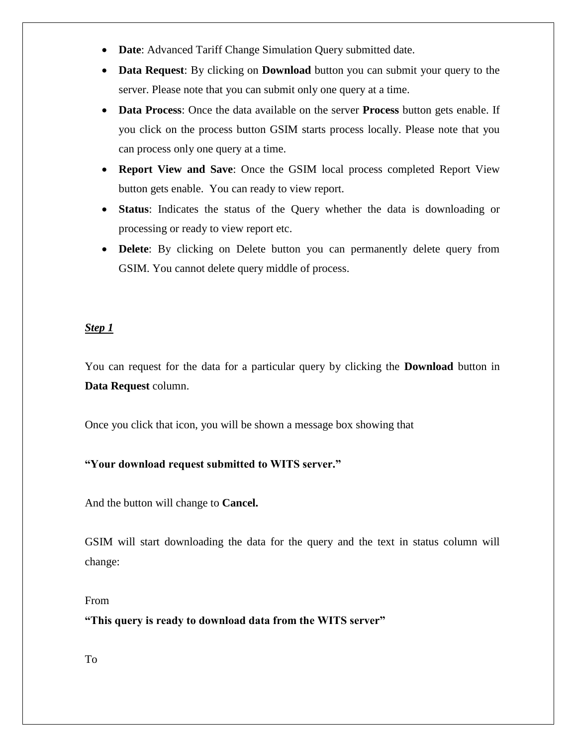- **Date**: Advanced Tariff Change Simulation Query submitted date.
- **Data Request**: By clicking on **Download** button you can submit your query to the server. Please note that you can submit only one query at a time.
- **Data Process**: Once the data available on the server **Process** button gets enable. If you click on the process button GSIM starts process locally. Please note that you can process only one query at a time.
- **Report View and Save**: Once the GSIM local process completed Report View button gets enable. You can ready to view report.
- **Status**: Indicates the status of the Query whether the data is downloading or processing or ready to view report etc.
- **Delete**: By clicking on Delete button you can permanently delete query from GSIM. You cannot delete query middle of process.

***Step 1***

You can request for the data for a particular query by clicking the **Download** button in **Data Request** column.

Once you click that icon, you will be shown a message box showing that

**"Your download request submitted to WITS server."**

And the button will change to **Cancel.**

GSIM will start downloading the data for the query and the text in status column will change:

From

**"This query is ready to download data from the WITS server"**

To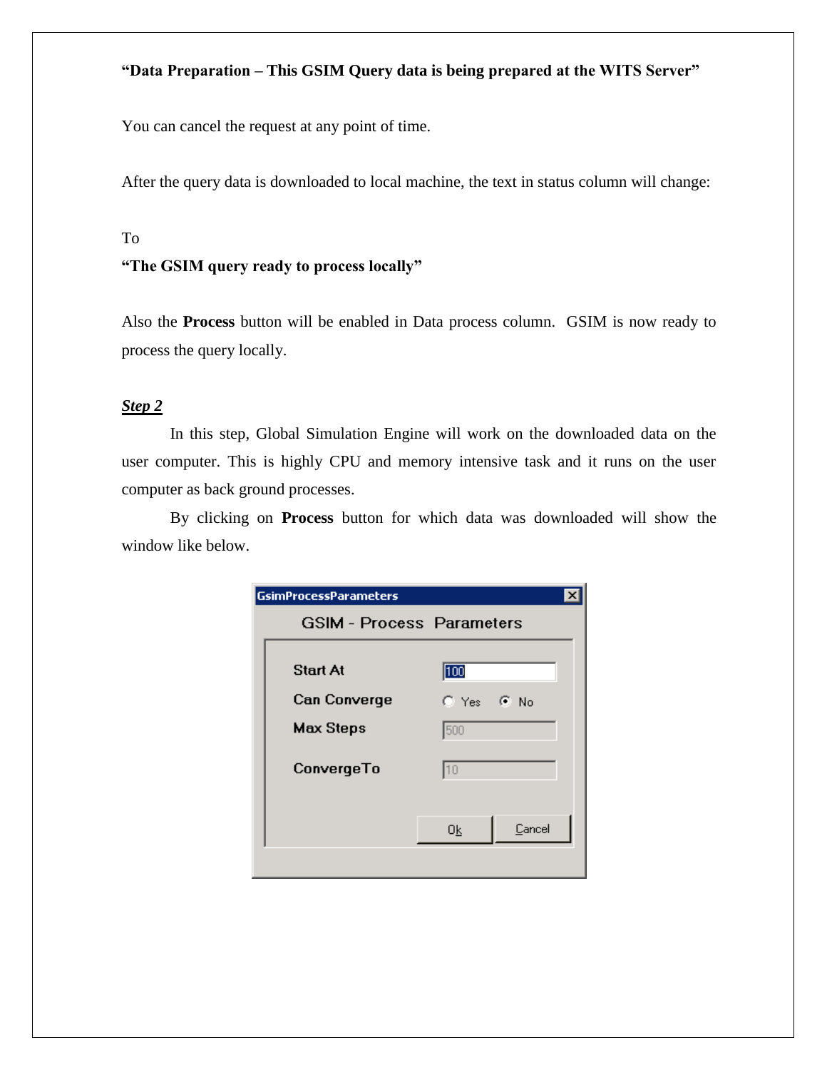**“Data Preparation – This GSIM Query data is being prepared at the WITS Server”**

You can cancel the request at any point of time.

After the query data is downloaded to local machine, the text in status column will change:

To

**“The GSIM query ready to process locally”**

Also the **Process** button will be enabled in Data process column. GSIM is now ready to process the query locally.

***Step 2***

In this step, Global Simulation Engine will work on the downloaded data on the user computer. This is highly CPU and memory intensive task and it runs on the user computer as back ground processes.

By clicking on **Process** button for which data was downloaded will show the window like below.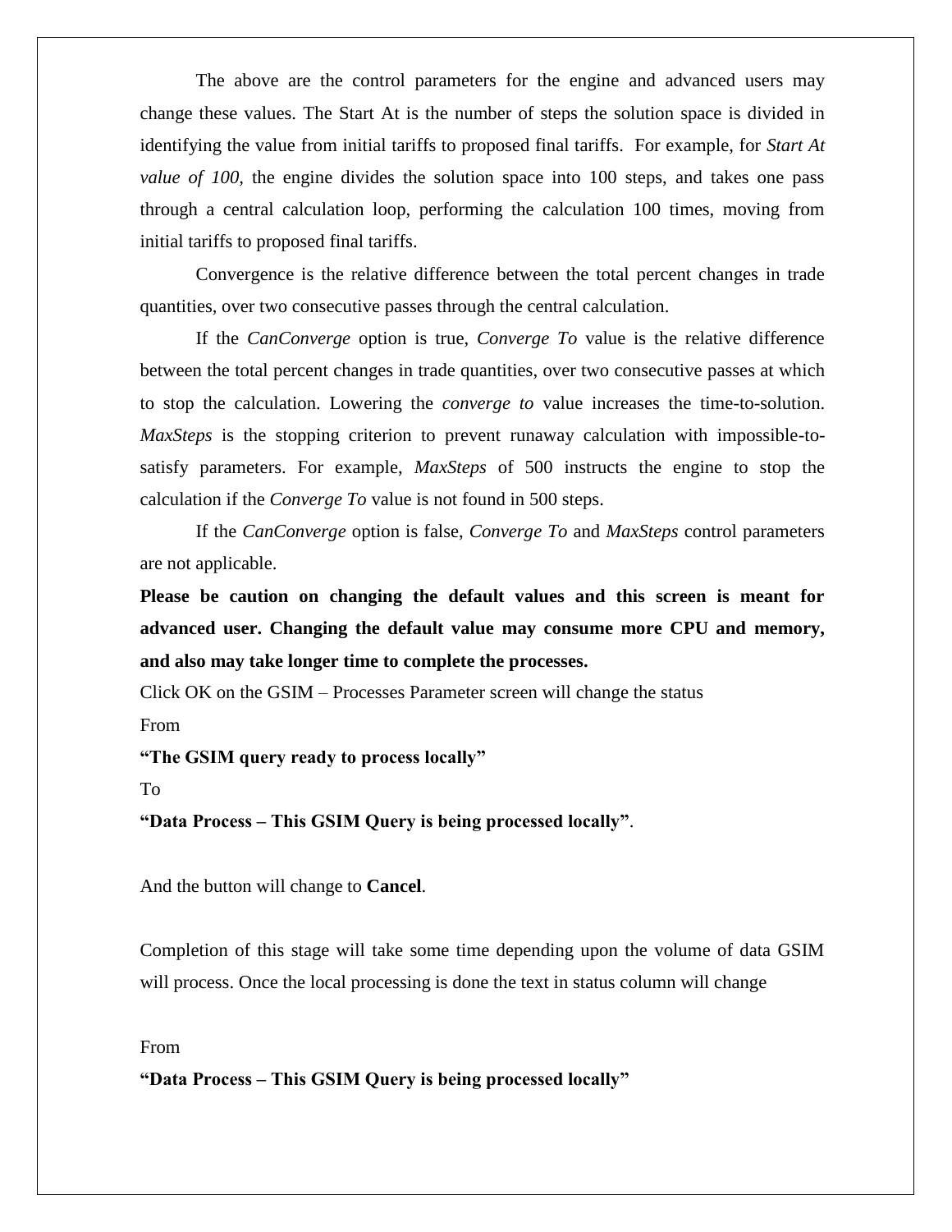The above are the control parameters for the engine and advanced users may change these values. The Start At is the number of steps the solution space is divided in identifying the value from initial tariffs to proposed final tariffs. For example, for *Start At value of 100*, the engine divides the solution space into 100 steps, and takes one pass through a central calculation loop, performing the calculation 100 times, moving from initial tariffs to proposed final tariffs.

Convergence is the relative difference between the total percent changes in trade quantities, over two consecutive passes through the central calculation.

If the *CanConverge* option is true, *Converge To* value is the relative difference between the total percent changes in trade quantities, over two consecutive passes at which to stop the calculation. Lowering the *converge to* value increases the time-to-solution. *MaxSteps* is the stopping criterion to prevent runaway calculation with impossible-to-satisfy parameters. For example, *MaxSteps* of 500 instructs the engine to stop the calculation if the *Converge To* value is not found in 500 steps.

If the *CanConverge* option is false, *Converge To* and *MaxSteps* control parameters are not applicable.

**Please be caution on changing the default values and this screen is meant for advanced user. Changing the default value may consume more CPU and memory, and also may take longer time to complete the processes.**

Click OK on the GSIM – Processes Parameter screen will change the status

From

**"The GSIM query ready to process locally"**

To

**"Data Process – This GSIM Query is being processed locally"**.

And the button will change to **Cancel**.

Completion of this stage will take some time depending upon the volume of data GSIM will process. Once the local processing is done the text in status column will change

From

**"Data Process – This GSIM Query is being processed locally"**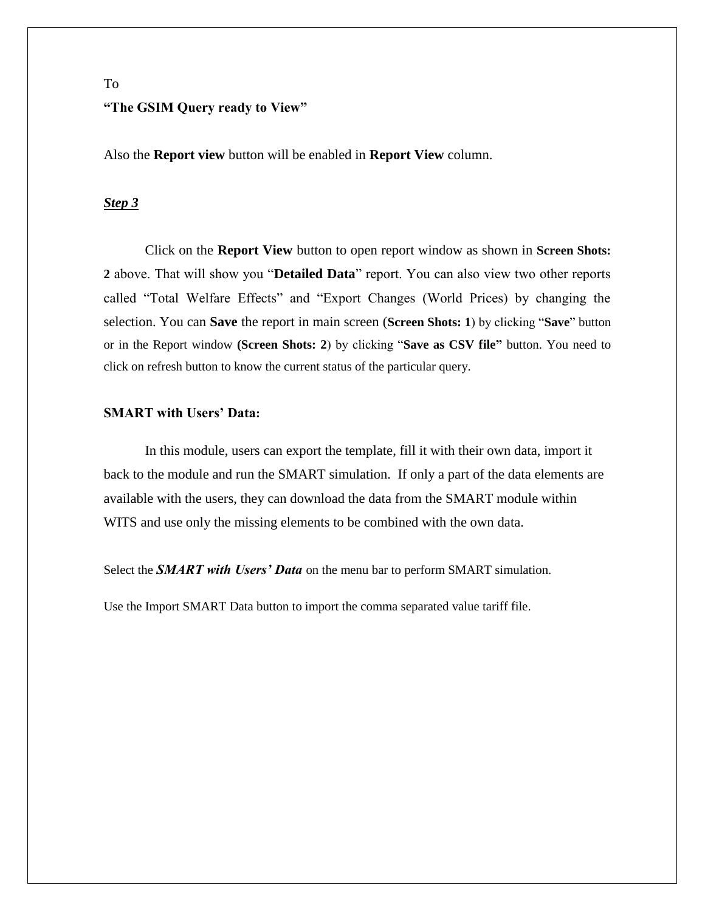To

**“The GSIM Query ready to View”**

Also the **Report view** button will be enabled in **Report View** column.

***Step 3***

Click on the **Report View** button to open report window as shown in **Screen Shots: 2** above. That will show you “**Detailed Data**” report. You can also view two other reports called “Total Welfare Effects” and “Export Changes (World Prices) by changing the selection. You can **Save** the report in main screen (**Screen Shots: 1**) by clicking “**Save**” button or in the Report window **(Screen Shots: 2**) by clicking “**Save as CSV file”** button. You need to click on refresh button to know the current status of the particular query.

**SMART with Users’ Data:**

In this module, users can export the template, fill it with their own data, import it back to the module and run the SMART simulation. If only a part of the data elements are available with the users, they can download the data from the SMART module within WITS and use only the missing elements to be combined with the own data.

Select the ***SMART with Users’ Data*** on the menu bar to perform SMART simulation.

Use the Import SMART Data button to import the comma separated value tariff file.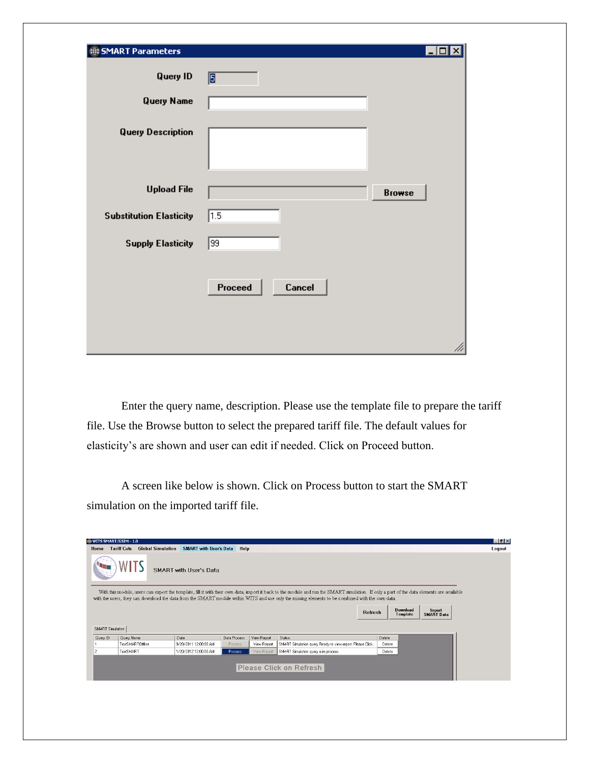Enter the query name, description. Please use the template file to prepare the tariff file. Use the Browse button to select the prepared tariff file. The default values for elasticity's are shown and user can edit if needed. Click on Proceed button.

A screen like below is shown. Click on Process button to start the SMART simulation on the imported tariff file.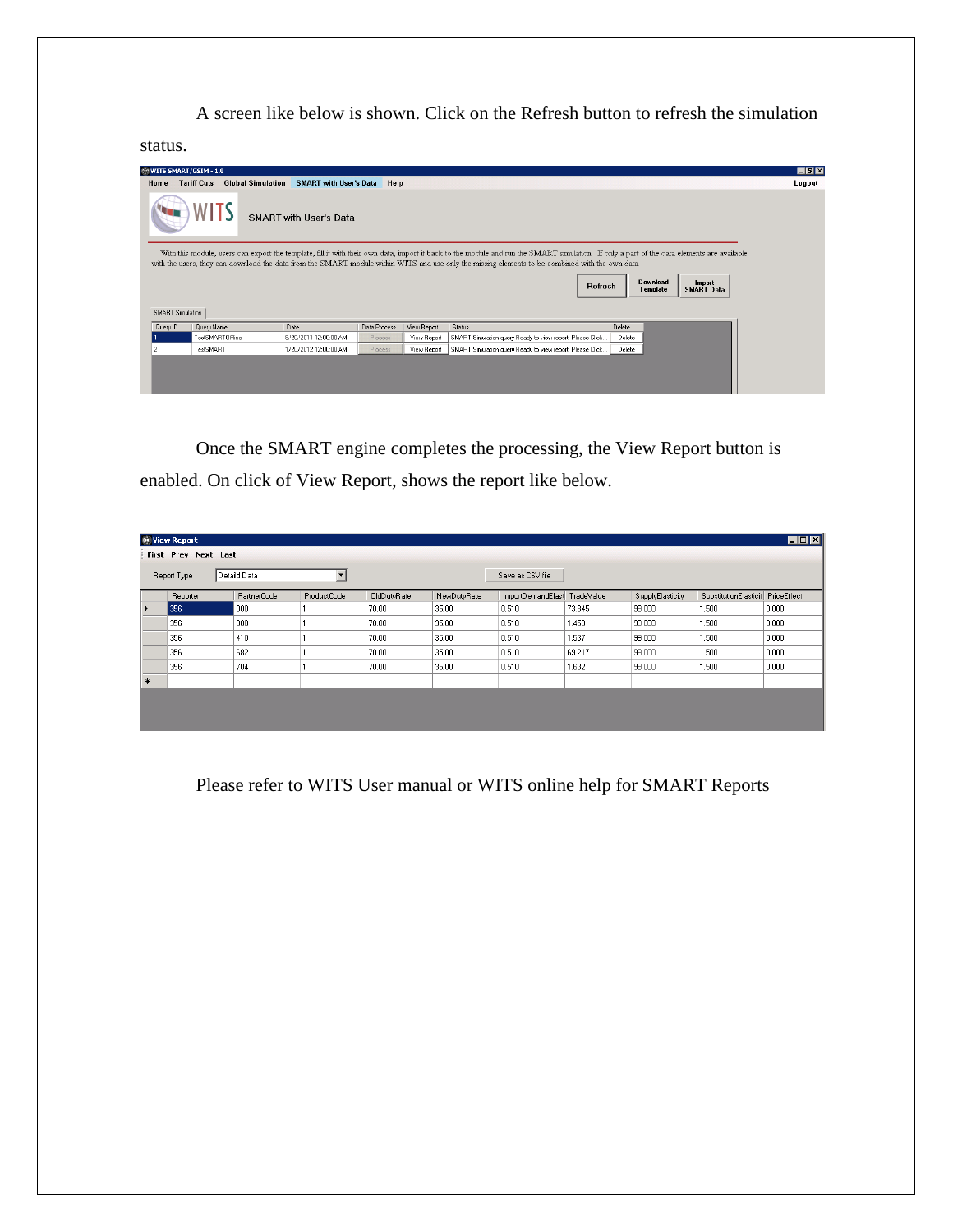A screen like below is shown. Click on the Refresh button to refresh the simulation status.

Once the SMART engine completes the processing, the View Report button is enabled. On click of View Report, shows the report like below.

Please refer to WITS User manual or WITS online help for SMART Reports